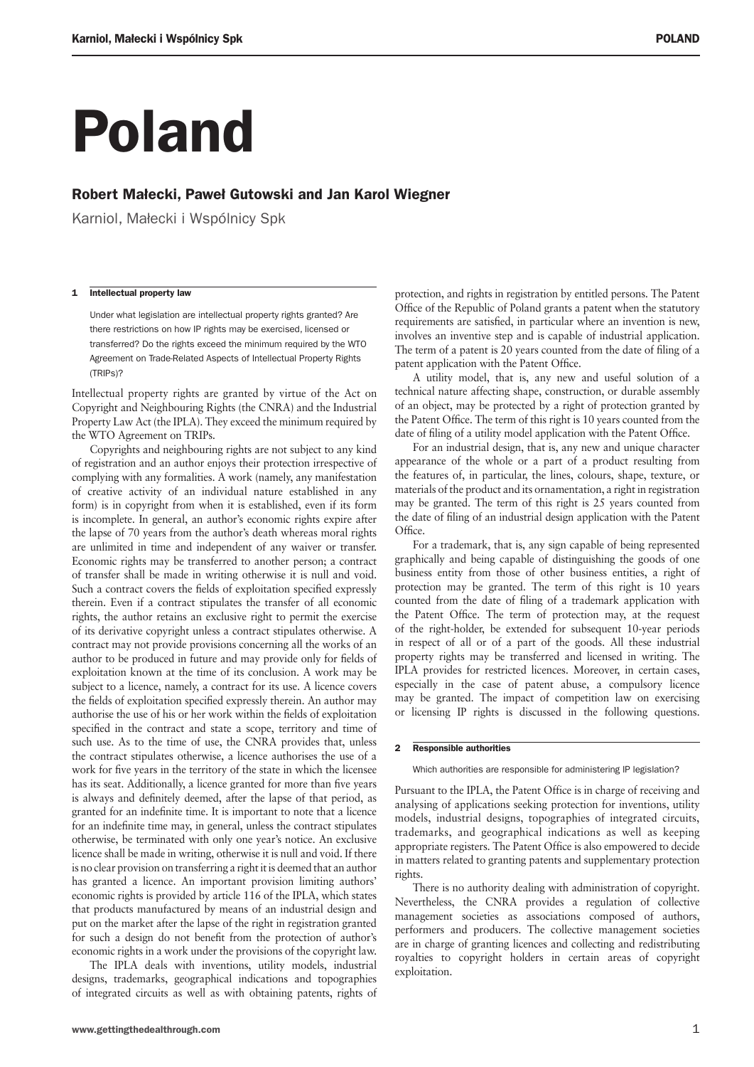# Poland

## Robert Małecki, Paweł Gutowski and Jan Karol Wiegner

Karniol, Małecki i Wspólnicy Spk

### 1 Intellectual property law

Under what legislation are intellectual property rights granted? Are there restrictions on how IP rights may be exercised, licensed or transferred? Do the rights exceed the minimum required by the WTO Agreement on Trade-Related Aspects of Intellectual Property Rights (TRIPs)?

Intellectual property rights are granted by virtue of the Act on Copyright and Neighbouring Rights (the CNRA) and the Industrial Property Law Act (the IPLA). They exceed the minimum required by the WTO Agreement on TRIPs.

Copyrights and neighbouring rights are not subject to any kind of registration and an author enjoys their protection irrespective of complying with any formalities. A work (namely, any manifestation of creative activity of an individual nature established in any form) is in copyright from when it is established, even if its form is incomplete. In general, an author's economic rights expire after the lapse of 70 years from the author's death whereas moral rights are unlimited in time and independent of any waiver or transfer. Economic rights may be transferred to another person; a contract of transfer shall be made in writing otherwise it is null and void. Such a contract covers the fields of exploitation specified expressly therein. Even if a contract stipulates the transfer of all economic rights, the author retains an exclusive right to permit the exercise of its derivative copyright unless a contract stipulates otherwise. A contract may not provide provisions concerning all the works of an author to be produced in future and may provide only for fields of exploitation known at the time of its conclusion. A work may be subject to a licence, namely, a contract for its use. A licence covers the fields of exploitation specified expressly therein. An author may authorise the use of his or her work within the fields of exploitation specified in the contract and state a scope, territory and time of such use. As to the time of use, the CNRA provides that, unless the contract stipulates otherwise, a licence authorises the use of a work for five years in the territory of the state in which the licensee has its seat. Additionally, a licence granted for more than five years is always and definitely deemed, after the lapse of that period, as granted for an indefinite time. It is important to note that a licence for an indefinite time may, in general, unless the contract stipulates otherwise, be terminated with only one year's notice. An exclusive licence shall be made in writing, otherwise it is null and void. If there is no clear provision on transferring a right it is deemed that an author has granted a licence. An important provision limiting authors' economic rights is provided by article 116 of the IPLA, which states that products manufactured by means of an industrial design and put on the market after the lapse of the right in registration granted for such a design do not benefit from the protection of author's economic rights in a work under the provisions of the copyright law.

The IPLA deals with inventions, utility models, industrial designs, trademarks, geographical indications and topographies of integrated circuits as well as with obtaining patents, rights of protection, and rights in registration by entitled persons. The Patent Office of the Republic of Poland grants a patent when the statutory requirements are satisfied, in particular where an invention is new, involves an inventive step and is capable of industrial application. The term of a patent is 20 years counted from the date of filing of a patent application with the Patent Office.

A utility model, that is, any new and useful solution of a technical nature affecting shape, construction, or durable assembly of an object, may be protected by a right of protection granted by the Patent Office. The term of this right is 10 years counted from the date of filing of a utility model application with the Patent Office.

For an industrial design, that is, any new and unique character appearance of the whole or a part of a product resulting from the features of, in particular, the lines, colours, shape, texture, or materials of the product and its ornamentation, a right in registration may be granted. The term of this right is 25 years counted from the date of filing of an industrial design application with the Patent Office.

For a trademark, that is, any sign capable of being represented graphically and being capable of distinguishing the goods of one business entity from those of other business entities, a right of protection may be granted. The term of this right is 10 years counted from the date of filing of a trademark application with the Patent Office. The term of protection may, at the request of the right-holder, be extended for subsequent 10-year periods in respect of all or of a part of the goods. All these industrial property rights may be transferred and licensed in writing. The IPLA provides for restricted licences. Moreover, in certain cases, especially in the case of patent abuse, a compulsory licence may be granted. The impact of competition law on exercising or licensing IP rights is discussed in the following questions.

### 2 Responsible authorities

Which authorities are responsible for administering IP legislation?

Pursuant to the IPLA, the Patent Office is in charge of receiving and analysing of applications seeking protection for inventions, utility models, industrial designs, topographies of integrated circuits, trademarks, and geographical indications as well as keeping appropriate registers. The Patent Office is also empowered to decide in matters related to granting patents and supplementary protection rights.

There is no authority dealing with administration of copyright. Nevertheless, the CNRA provides a regulation of collective management societies as associations composed of authors, performers and producers. The collective management societies are in charge of granting licences and collecting and redistributing royalties to copyright holders in certain areas of copyright exploitation.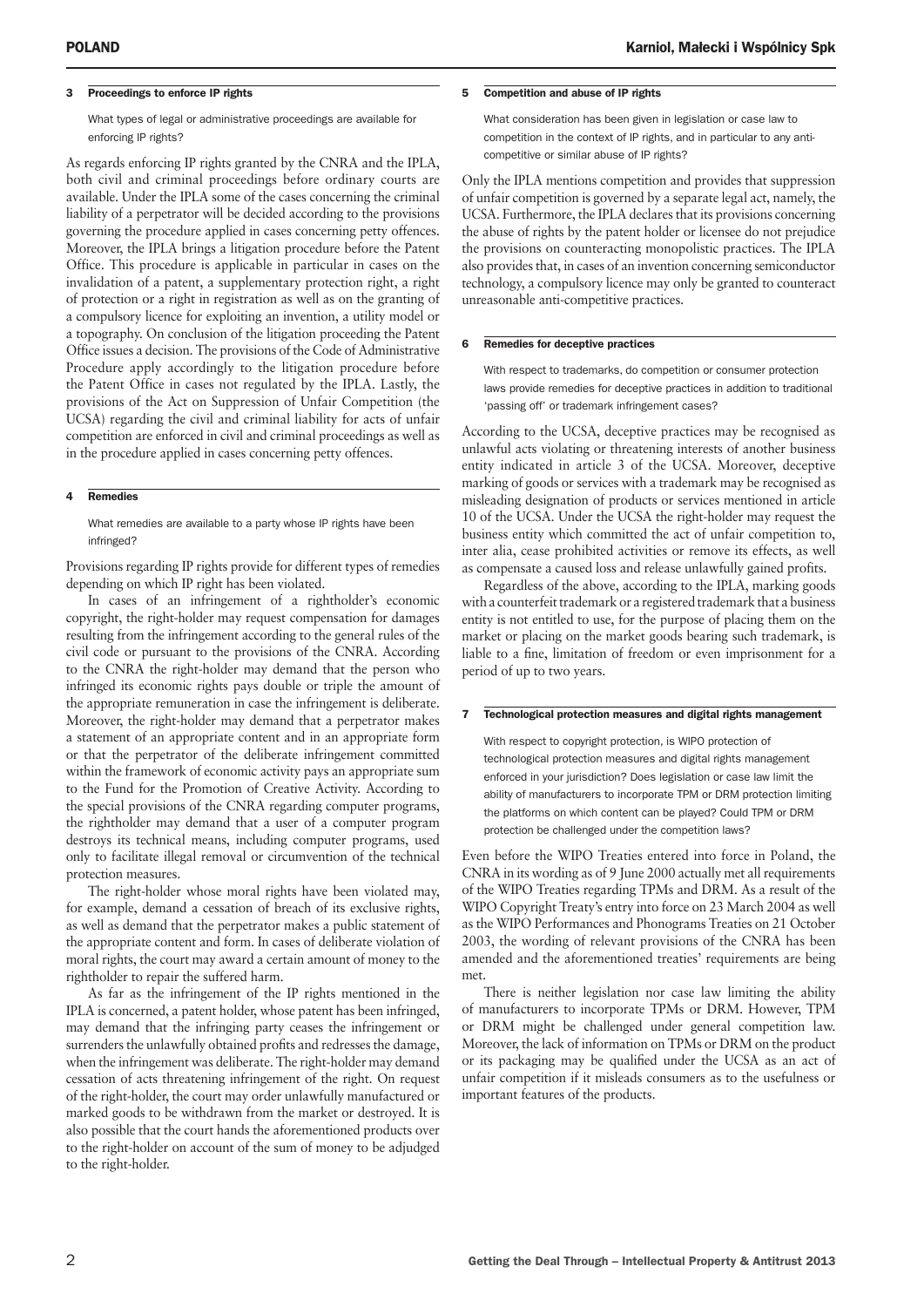### 3 Proceedings to enforce IP rights

What types of legal or administrative proceedings are available for enforcing IP rights?

As regards enforcing IP rights granted by the CNRA and the IPLA, both civil and criminal proceedings before ordinary courts are available. Under the IPLA some of the cases concerning the criminal liability of a perpetrator will be decided according to the provisions governing the procedure applied in cases concerning petty offences. Moreover, the IPLA brings a litigation procedure before the Patent Office. This procedure is applicable in particular in cases on the invalidation of a patent, a supplementary protection right, a right of protection or a right in registration as well as on the granting of a compulsory licence for exploiting an invention, a utility model or a topography. On conclusion of the litigation proceeding the Patent Office issues a decision. The provisions of the Code of Administrative Procedure apply accordingly to the litigation procedure before the Patent Office in cases not regulated by the IPLA. Lastly, the provisions of the Act on Suppression of Unfair Competition (the UCSA) regarding the civil and criminal liability for acts of unfair competition are enforced in civil and criminal proceedings as well as in the procedure applied in cases concerning petty offences.

### 4 Remedies

What remedies are available to a party whose IP rights have been infringed?

Provisions regarding IP rights provide for different types of remedies depending on which IP right has been violated.

In cases of an infringement of a rightholder's economic copyright, the right-holder may request compensation for damages resulting from the infringement according to the general rules of the civil code or pursuant to the provisions of the CNRA. According to the CNRA the right-holder may demand that the person who infringed its economic rights pays double or triple the amount of the appropriate remuneration in case the infringement is deliberate. Moreover, the right-holder may demand that a perpetrator makes a statement of an appropriate content and in an appropriate form or that the perpetrator of the deliberate infringement committed within the framework of economic activity pays an appropriate sum to the Fund for the Promotion of Creative Activity. According to the special provisions of the CNRA regarding computer programs, the rightholder may demand that a user of a computer program destroys its technical means, including computer programs, used only to facilitate illegal removal or circumvention of the technical protection measures.

The right-holder whose moral rights have been violated may, for example, demand a cessation of breach of its exclusive rights, as well as demand that the perpetrator makes a public statement of the appropriate content and form. In cases of deliberate violation of moral rights, the court may award a certain amount of money to the rightholder to repair the suffered harm.

As far as the infringement of the IP rights mentioned in the IPLA is concerned, a patent holder, whose patent has been infringed, may demand that the infringing party ceases the infringement or surrenders the unlawfully obtained profits and redresses the damage, when the infringement was deliberate. The right-holder may demand cessation of acts threatening infringement of the right. On request of the right-holder, the court may order unlawfully manufactured or marked goods to be withdrawn from the market or destroyed. It is also possible that the court hands the aforementioned products over to the right-holder on account of the sum of money to be adjudged to the right-holder.

### 5 Competition and abuse of IP rights

What consideration has been given in legislation or case law to competition in the context of IP rights, and in particular to any anti-competitive or similar abuse of IP rights?

Only the IPLA mentions competition and provides that suppression of unfair competition is governed by a separate legal act, namely, the UCSA. Furthermore, the IPLA declares that its provisions concerning the abuse of rights by the patent holder or licensee do not prejudice the provisions on counteracting monopolistic practices. The IPLA also provides that, in cases of an invention concerning semiconductor technology, a compulsory licence may only be granted to counteract unreasonable anti-competitive practices.

### 6 Remedies for deceptive practices

With respect to trademarks, do competition or consumer protection laws provide remedies for deceptive practices in addition to traditional 'passing off' or trademark infringement cases?

According to the UCSA, deceptive practices may be recognised as unlawful acts violating or threatening interests of another business entity indicated in article 3 of the UCSA. Moreover, deceptive marking of goods or services with a trademark may be recognised as misleading designation of products or services mentioned in article 10 of the UCSA. Under the UCSA the right-holder may request the business entity which committed the act of unfair competition to, inter alia, cease prohibited activities or remove its effects, as well as compensate a caused loss and release unlawfully gained profits.

Regardless of the above, according to the IPLA, marking goods with a counterfeit trademark or a registered trademark that a business entity is not entitled to use, for the purpose of placing them on the market or placing on the market goods bearing such trademark, is liable to a fine, limitation of freedom or even imprisonment for a period of up to two years.

### 7 Technological protection measures and digital rights management

With respect to copyright protection, is WIPO protection of technological protection measures and digital rights management enforced in your jurisdiction? Does legislation or case law limit the ability of manufacturers to incorporate TPM or DRM protection limiting the platforms on which content can be played? Could TPM or DRM protection be challenged under the competition laws?

Even before the WIPO Treaties entered into force in Poland, the CNRA in its wording as of 9 June 2000 actually met all requirements of the WIPO Treaties regarding TPMs and DRM. As a result of the WIPO Copyright Treaty's entry into force on 23 March 2004 as well as the WIPO Performances and Phonograms Treaties on 21 October 2003, the wording of relevant provisions of the CNRA has been amended and the aforementioned treaties' requirements are being met.

There is neither legislation nor case law limiting the ability of manufacturers to incorporate TPMs or DRM. However, TPM or DRM might be challenged under general competition law. Moreover, the lack of information on TPMs or DRM on the product or its packaging may be qualified under the UCSA as an act of unfair competition if it misleads consumers as to the usefulness or important features of the products.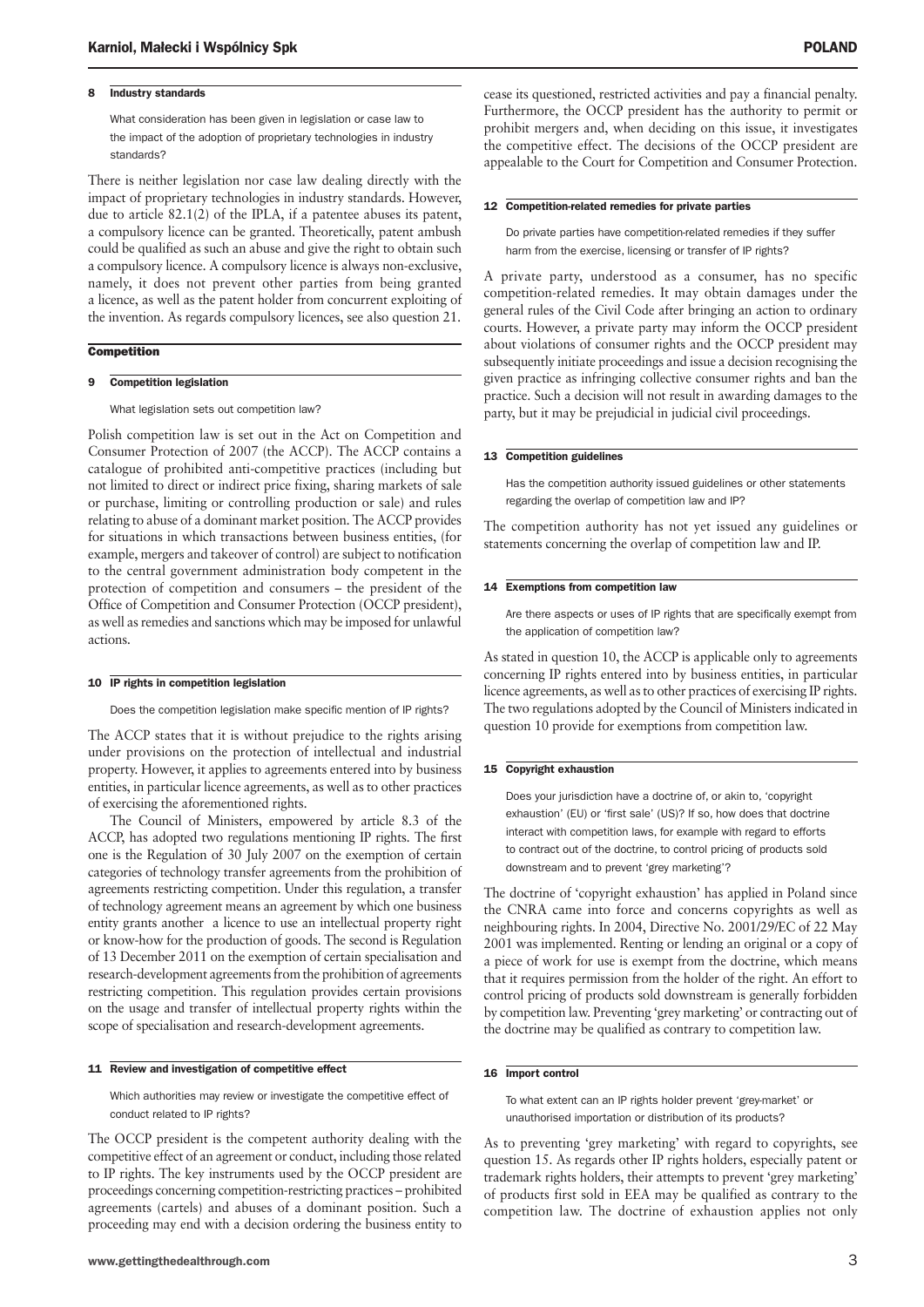### 8 Industry standards

What consideration has been given in legislation or case law to the impact of the adoption of proprietary technologies in industry standards?

There is neither legislation nor case law dealing directly with the impact of proprietary technologies in industry standards. However, due to article 82.1(2) of the IPLA, if a patentee abuses its patent, a compulsory licence can be granted. Theoretically, patent ambush could be qualified as such an abuse and give the right to obtain such a compulsory licence. A compulsory licence is always non-exclusive, namely, it does not prevent other parties from being granted a licence, as well as the patent holder from concurrent exploiting of the invention. As regards compulsory licences, see also question 21.

## Competition

### 9 Competition legislation

What legislation sets out competition law?

Polish competition law is set out in the Act on Competition and Consumer Protection of 2007 (the ACCP). The ACCP contains a catalogue of prohibited anti-competitive practices (including but not limited to direct or indirect price fixing, sharing markets of sale or purchase, limiting or controlling production or sale) and rules relating to abuse of a dominant market position. The ACCP provides for situations in which transactions between business entities, (for example, mergers and takeover of control) are subject to notification to the central government administration body competent in the protection of competition and consumers – the president of the Office of Competition and Consumer Protection (OCCP president), as well as remedies and sanctions which may be imposed for unlawful actions.

### 10 IP rights in competition legislation

Does the competition legislation make specific mention of IP rights?

The ACCP states that it is without prejudice to the rights arising under provisions on the protection of intellectual and industrial property. However, it applies to agreements entered into by business entities, in particular licence agreements, as well as to other practices of exercising the aforementioned rights.

The Council of Ministers, empowered by article 8.3 of the ACCP, has adopted two regulations mentioning IP rights. The first one is the Regulation of 30 July 2007 on the exemption of certain categories of technology transfer agreements from the prohibition of agreements restricting competition. Under this regulation, a transfer of technology agreement means an agreement by which one business entity grants another a licence to use an intellectual property right or know-how for the production of goods. The second is Regulation of 13 December 2011 on the exemption of certain specialisation and research-development agreements from the prohibition of agreements restricting competition. This regulation provides certain provisions on the usage and transfer of intellectual property rights within the scope of specialisation and research-development agreements.

### 11 Review and investigation of competitive effect

Which authorities may review or investigate the competitive effect of conduct related to IP rights?

The OCCP president is the competent authority dealing with the competitive effect of an agreement or conduct, including those related to IP rights. The key instruments used by the OCCP president are proceedings concerning competition-restricting practices – prohibited agreements (cartels) and abuses of a dominant position. Such a proceeding may end with a decision ordering the business entity to cease its questioned, restricted activities and pay a financial penalty. Furthermore, the OCCP president has the authority to permit or prohibit mergers and, when deciding on this issue, it investigates the competitive effect. The decisions of the OCCP president are appealable to the Court for Competition and Consumer Protection.

### 12 Competition-related remedies for private parties

Do private parties have competition-related remedies if they suffer harm from the exercise, licensing or transfer of IP rights?

A private party, understood as a consumer, has no specific competition-related remedies. It may obtain damages under the general rules of the Civil Code after bringing an action to ordinary courts. However, a private party may inform the OCCP president about violations of consumer rights and the OCCP president may subsequently initiate proceedings and issue a decision recognising the given practice as infringing collective consumer rights and ban the practice. Such a decision will not result in awarding damages to the party, but it may be prejudicial in judicial civil proceedings.

### 13 Competition guidelines

Has the competition authority issued guidelines or other statements regarding the overlap of competition law and IP?

The competition authority has not yet issued any guidelines or statements concerning the overlap of competition law and IP.

### 14 Exemptions from competition law

Are there aspects or uses of IP rights that are specifically exempt from the application of competition law?

As stated in question 10, the ACCP is applicable only to agreements concerning IP rights entered into by business entities, in particular licence agreements, as well as to other practices of exercising IP rights. The two regulations adopted by the Council of Ministers indicated in question 10 provide for exemptions from competition law.

### 15 Copyright exhaustion

Does your jurisdiction have a doctrine of, or akin to, 'copyright exhaustion' (EU) or 'first sale' (US)? If so, how does that doctrine interact with competition laws, for example with regard to efforts to contract out of the doctrine, to control pricing of products sold downstream and to prevent 'grey marketing'?

The doctrine of 'copyright exhaustion' has applied in Poland since the CNRA came into force and concerns copyrights as well as neighbouring rights. In 2004, Directive No. 2001/29/EC of 22 May 2001 was implemented. Renting or lending an original or a copy of a piece of work for use is exempt from the doctrine, which means that it requires permission from the holder of the right. An effort to control pricing of products sold downstream is generally forbidden by competition law. Preventing 'grey marketing' or contracting out of the doctrine may be qualified as contrary to competition law.

### 16 Import control

To what extent can an IP rights holder prevent 'grey-market' or unauthorised importation or distribution of its products?

As to preventing 'grey marketing' with regard to copyrights, see question 15. As regards other IP rights holders, especially patent or trademark rights holders, their attempts to prevent 'grey marketing' of products first sold in EEA may be qualified as contrary to the competition law. The doctrine of exhaustion applies not only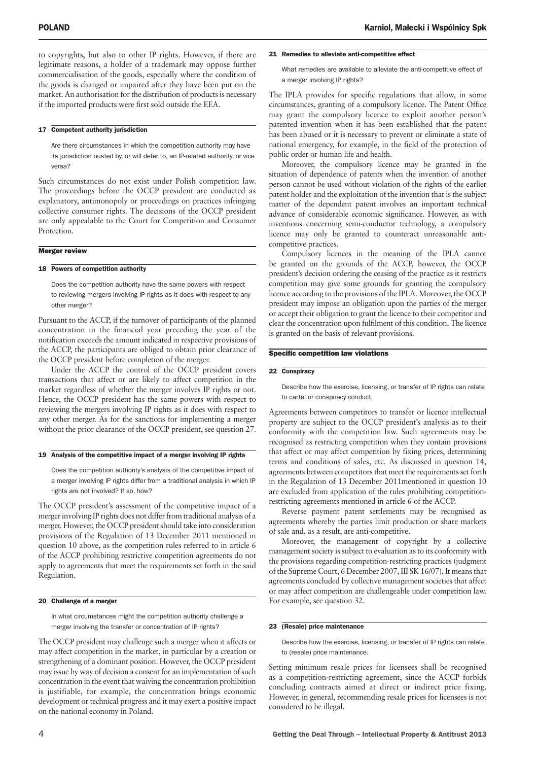to copyrights, but also to other IP rights. However, if there are legitimate reasons, a holder of a trademark may oppose further commercialisation of the goods, especially where the condition of the goods is changed or impaired after they have been put on the market. An authorisation for the distribution of products is necessary if the imported products were first sold outside the EEA.

### 17 Competent authority jurisdiction

Are there circumstances in which the competition authority may have its jurisdiction ousted by, or will defer to, an IP-related authority, or vice versa?

Such circumstances do not exist under Polish competition law. The proceedings before the OCCP president are conducted as explanatory, antimonopoly or proceedings on practices infringing collective consumer rights. The decisions of the OCCP president are only appealable to the Court for Competition and Consumer Protection.

## Merger review

### 18 Powers of competition authority

Does the competition authority have the same powers with respect to reviewing mergers involving IP rights as it does with respect to any other merger?

Pursuant to the ACCP, if the turnover of participants of the planned concentration in the financial year preceding the year of the notification exceeds the amount indicated in respective provisions of the ACCP, the participants are obliged to obtain prior clearance of the OCCP president before completion of the merger.

Under the ACCP the control of the OCCP president covers transactions that affect or are likely to affect competition in the market regardless of whether the merger involves IP rights or not. Hence, the OCCP president has the same powers with respect to reviewing the mergers involving IP rights as it does with respect to any other merger. As for the sanctions for implementing a merger without the prior clearance of the OCCP president, see question 27.

### 19 Analysis of the competitive impact of a merger involving IP rights

Does the competition authority's analysis of the competitive impact of a merger involving IP rights differ from a traditional analysis in which IP rights are not involved? If so, how?

The OCCP president's assessment of the competitive impact of a merger involving IP rights does not differ from traditional analysis of a merger. However, the OCCP president should take into consideration provisions of the Regulation of 13 December 2011 mentioned in question 10 above, as the competition rules referred to in article 6 of the ACCP prohibiting restrictive competition agreements do not apply to agreements that meet the requirements set forth in the said Regulation.

### 20 Challenge of a merger

In what circumstances might the competition authority challenge a merger involving the transfer or concentration of IP rights?

The OCCP president may challenge such a merger when it affects or may affect competition in the market, in particular by a creation or strengthening of a dominant position. However, the OCCP president may issue by way of decision a consent for an implementation of such concentration in the event that waiving the concentration prohibition is justifiable, for example, the concentration brings economic development or technical progress and it may exert a positive impact on the national economy in Poland.

### 21 Remedies to alleviate anti-competitive effect

What remedies are available to alleviate the anti-competitive effect of a merger involving IP rights?

The IPLA provides for specific regulations that allow, in some circumstances, granting of a compulsory licence. The Patent Office may grant the compulsory licence to exploit another person's patented invention when it has been established that the patent has been abused or it is necessary to prevent or eliminate a state of national emergency, for example, in the field of the protection of public order or human life and health.

Moreover, the compulsory licence may be granted in the situation of dependence of patents when the invention of another person cannot be used without violation of the rights of the earlier patent holder and the exploitation of the invention that is the subject matter of the dependent patent involves an important technical advance of considerable economic significance. However, as with inventions concerning semi-conductor technology, a compulsory licence may only be granted to counteract unreasonable anti-competitive practices.

Compulsory licences in the meaning of the IPLA cannot be granted on the grounds of the ACCP, however, the OCCP president's decision ordering the ceasing of the practice as it restricts competition may give some grounds for granting the compulsory licence according to the provisions of the IPLA. Moreover, the OCCP president may impose an obligation upon the parties of the merger or accept their obligation to grant the licence to their competitor and clear the concentration upon fulfilment of this condition. The licence is granted on the basis of relevant provisions.

## Specific competition law violations

### 22 Conspiracy

Describe how the exercise, licensing, or transfer of IP rights can relate to cartel or conspiracy conduct.

Agreements between competitors to transfer or licence intellectual property are subject to the OCCP president's analysis as to their conformity with the competition law. Such agreements may be recognised as restricting competition when they contain provisions that affect or may affect competition by fixing prices, determining terms and conditions of sales, etc. As discussed in question 14, agreements between competitors that meet the requirements set forth in the Regulation of 13 December 2011mentioned in question 10 are excluded from application of the rules prohibiting competition-restricting agreements mentioned in article 6 of the ACCP.

Reverse payment patent settlements may be recognised as agreements whereby the parties limit production or share markets of sale and, as a result, are anti-competitive.

Moreover, the management of copyright by a collective management society is subject to evaluation as to its conformity with the provisions regarding competition-restricting practices (judgment of the Supreme Court, 6 December 2007, III SK 16/07). It means that agreements concluded by collective management societies that affect or may affect competition are challengeable under competition law. For example, see question 32.

### 23 (Resale) price maintenance

Describe how the exercise, licensing, or transfer of IP rights can relate to (resale) price maintenance.

Setting minimum resale prices for licensees shall be recognised as a competition-restricting agreement, since the ACCP forbids concluding contracts aimed at direct or indirect price fixing. However, in general, recommending resale prices for licensees is not considered to be illegal.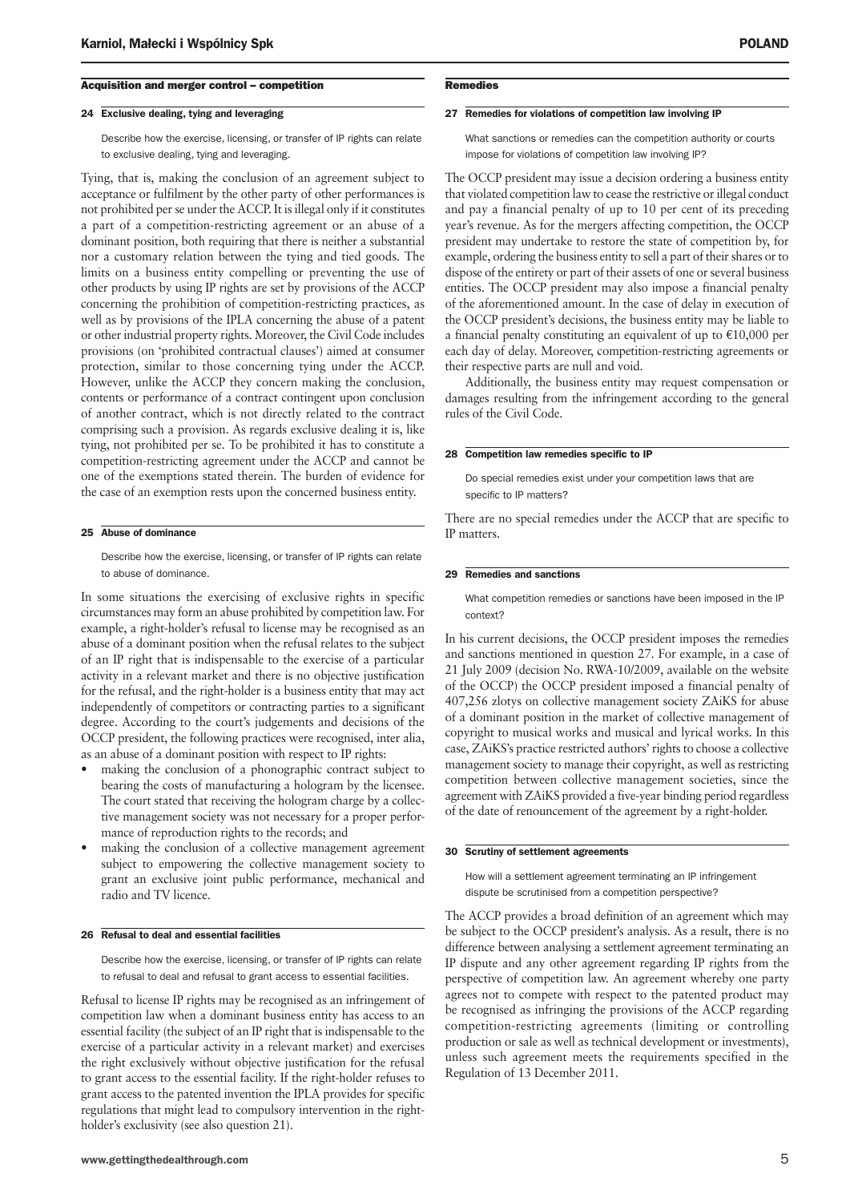## Acquisition and merger control – competition

### 24 Exclusive dealing, tying and leveraging

Describe how the exercise, licensing, or transfer of IP rights can relate to exclusive dealing, tying and leveraging.

Tying, that is, making the conclusion of an agreement subject to acceptance or fulfilment by the other party of other performances is not prohibited per se under the ACCP. It is illegal only if it constitutes a part of a competition-restricting agreement or an abuse of a dominant position, both requiring that there is neither a substantial nor a customary relation between the tying and tied goods. The limits on a business entity compelling or preventing the use of other products by using IP rights are set by provisions of the ACCP concerning the prohibition of competition-restricting practices, as well as by provisions of the IPLA concerning the abuse of a patent or other industrial property rights. Moreover, the Civil Code includes provisions (on 'prohibited contractual clauses') aimed at consumer protection, similar to those concerning tying under the ACCP. However, unlike the ACCP they concern making the conclusion, contents or performance of a contract contingent upon conclusion of another contract, which is not directly related to the contract comprising such a provision. As regards exclusive dealing it is, like tying, not prohibited per se. To be prohibited it has to constitute a competition-restricting agreement under the ACCP and cannot be one of the exemptions stated therein. The burden of evidence for the case of an exemption rests upon the concerned business entity.

### 25 Abuse of dominance

Describe how the exercise, licensing, or transfer of IP rights can relate to abuse of dominance.

In some situations the exercising of exclusive rights in specific circumstances may form an abuse prohibited by competition law. For example, a right-holder's refusal to license may be recognised as an abuse of a dominant position when the refusal relates to the subject of an IP right that is indispensable to the exercise of a particular activity in a relevant market and there is no objective justification for the refusal, and the right-holder is a business entity that may act independently of competitors or contracting parties to a significant degree. According to the court's judgements and decisions of the OCCP president, the following practices were recognised, inter alia, as an abuse of a dominant position with respect to IP rights:

- making the conclusion of a phonographic contract subject to bearing the costs of manufacturing a hologram by the licensee. The court stated that receiving the hologram charge by a collective management society was not necessary for a proper performance of reproduction rights to the records; and
- making the conclusion of a collective management agreement subject to empowering the collective management society to grant an exclusive joint public performance, mechanical and radio and TV licence.

### 26 Refusal to deal and essential facilities

Describe how the exercise, licensing, or transfer of IP rights can relate to refusal to deal and refusal to grant access to essential facilities.

Refusal to license IP rights may be recognised as an infringement of competition law when a dominant business entity has access to an essential facility (the subject of an IP right that is indispensable to the exercise of a particular activity in a relevant market) and exercises the right exclusively without objective justification for the refusal to grant access to the essential facility. If the right-holder refuses to grant access to the patented invention the IPLA provides for specific regulations that might lead to compulsory intervention in the right-holder's exclusivity (see also question 21).

## Remedies

### 27 Remedies for violations of competition law involving IP

What sanctions or remedies can the competition authority or courts impose for violations of competition law involving IP?

The OCCP president may issue a decision ordering a business entity that violated competition law to cease the restrictive or illegal conduct and pay a financial penalty of up to 10 per cent of its preceding year's revenue. As for the mergers affecting competition, the OCCP president may undertake to restore the state of competition by, for example, ordering the business entity to sell a part of their shares or to dispose of the entirety or part of their assets of one or several business entities. The OCCP president may also impose a financial penalty of the aforementioned amount. In the case of delay in execution of the OCCP president's decisions, the business entity may be liable to a financial penalty constituting an equivalent of up to €10,000 per each day of delay. Moreover, competition-restricting agreements or their respective parts are null and void.

Additionally, the business entity may request compensation or damages resulting from the infringement according to the general rules of the Civil Code.

### 28 Competition law remedies specific to IP

Do special remedies exist under your competition laws that are specific to IP matters?

There are no special remedies under the ACCP that are specific to IP matters.

### 29 Remedies and sanctions

What competition remedies or sanctions have been imposed in the IP context?

In his current decisions, the OCCP president imposes the remedies and sanctions mentioned in question 27. For example, in a case of 21 July 2009 (decision No. RWA-10/2009, available on the website of the OCCP) the OCCP president imposed a financial penalty of 407,256 zlotys on collective management society ZAiKS for abuse of a dominant position in the market of collective management of copyright to musical works and musical and lyrical works. In this case, ZAiKS's practice restricted authors' rights to choose a collective management society to manage their copyright, as well as restricting competition between collective management societies, since the agreement with ZAiKS provided a five-year binding period regardless of the date of renouncement of the agreement by a right-holder.

### 30 Scrutiny of settlement agreements

How will a settlement agreement terminating an IP infringement dispute be scrutinised from a competition perspective?

The ACCP provides a broad definition of an agreement which may be subject to the OCCP president's analysis. As a result, there is no difference between analysing a settlement agreement terminating an IP dispute and any other agreement regarding IP rights from the perspective of competition law. An agreement whereby one party agrees not to compete with respect to the patented product may be recognised as infringing the provisions of the ACCP regarding competition-restricting agreements (limiting or controlling production or sale as well as technical development or investments), unless such agreement meets the requirements specified in the Regulation of 13 December 2011.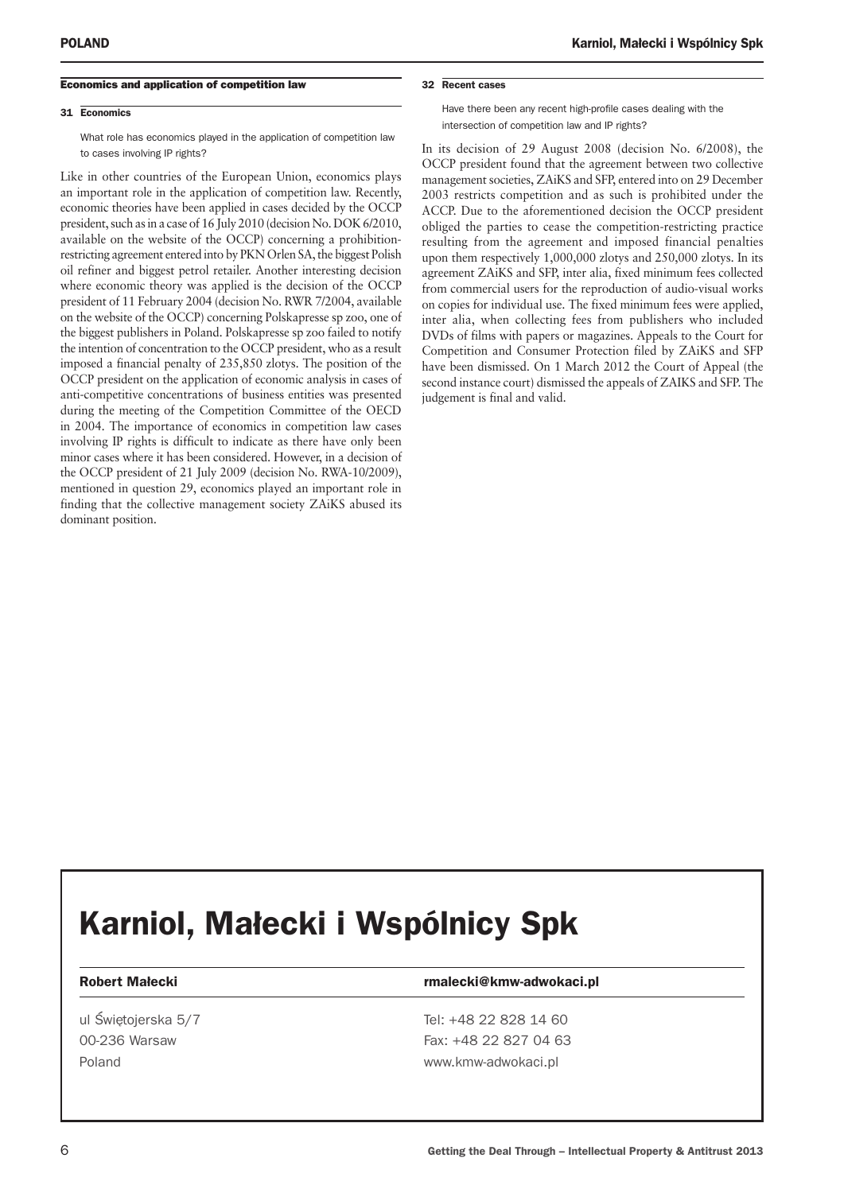### Economics and application of competition law

#### 31 Economics

What role has economics played in the application of competition law to cases involving IP rights?

Like in other countries of the European Union, economics plays an important role in the application of competition law. Recently, economic theories have been applied in cases decided by the OCCP president, such as in a case of 16 July 2010 (decision No. DOK 6/2010, available on the website of the OCCP) concerning a prohibition-restricting agreement entered into by PKN Orlen SA, the biggest Polish oil refiner and biggest petrol retailer. Another interesting decision where economic theory was applied is the decision of the OCCP president of 11 February 2004 (decision No. RWR 7/2004, available on the website of the OCCP) concerning Polskapresse sp zoo, one of the biggest publishers in Poland. Polskapresse sp zoo failed to notify the intention of concentration to the OCCP president, who as a result imposed a financial penalty of 235,850 zlotys. The position of the OCCP president on the application of economic analysis in cases of anti-competitive concentrations of business entities was presented during the meeting of the Competition Committee of the OECD in 2004. The importance of economics in competition law cases involving IP rights is difficult to indicate as there have only been minor cases where it has been considered. However, in a decision of the OCCP president of 21 July 2009 (decision No. RWA-10/2009), mentioned in question 29, economics played an important role in finding that the collective management society ZAiKS abused its dominant position.

#### 32 Recent cases

Have there been any recent high-profile cases dealing with the intersection of competition law and IP rights?

In its decision of 29 August 2008 (decision No. 6/2008), the OCCP president found that the agreement between two collective management societies, ZAiKS and SFP, entered into on 29 December 2003 restricts competition and as such is prohibited under the ACCP. Due to the aforementioned decision the OCCP president obliged the parties to cease the competition-restricting practice resulting from the agreement and imposed financial penalties upon them respectively 1,000,000 zlotys and 250,000 zlotys. In its agreement ZAiKS and SFP, inter alia, fixed minimum fees collected from commercial users for the reproduction of audio-visual works on copies for individual use. The fixed minimum fees were applied, inter alia, when collecting fees from publishers who included DVDs of films with papers or magazines. Appeals to the Court for Competition and Consumer Protection filed by ZAiKS and SFP have been dismissed. On 1 March 2012 the Court of Appeal (the second instance court) dismissed the appeals of ZAIKS and SFP. The judgement is final and valid.

# Karniol, Małecki i Wspólnicy Spk

**Robert Małecki** | **rmalecki@kmw-adwokaci.pl**

ul Świętojerska 5/7
00-236 Warsaw
Poland

Tel: +48 22 828 14 60
Fax: +48 22 827 04 63
www.kmw-adwokaci.pl